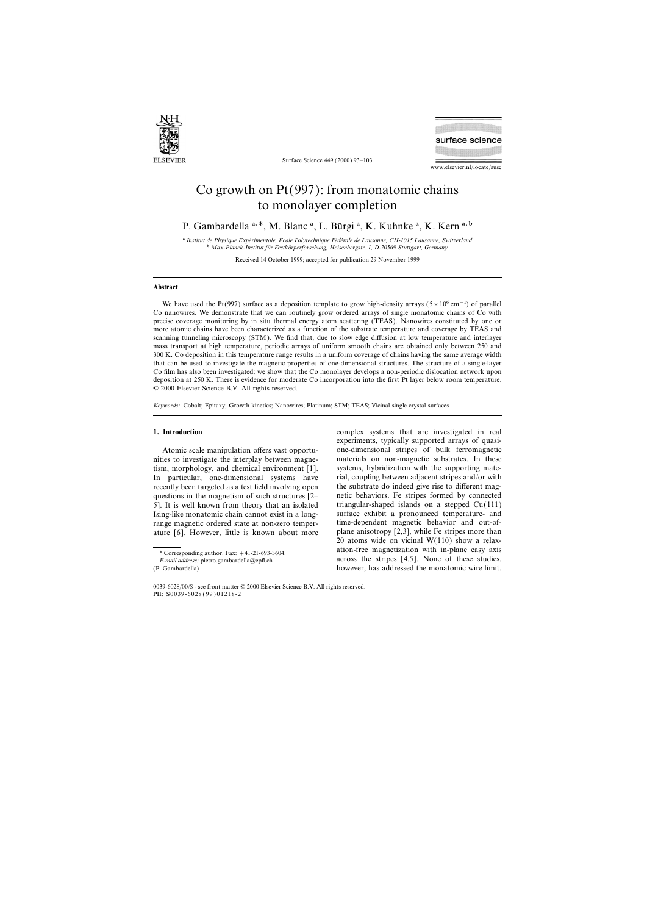# Co growth on Pt(997): from monatomic chains to monolayer completion

P. Gambardella [a,*], M. Blanc [a], L. Bürgi [a], K. Kuhnke [a], K. Kern [a,b]

[a] *Institut de Physique Expérimentale, Ecole Polytechnique Fédérale de Lausanne, CH-1015 Lausanne, Switzerland*
[b] *Max-Planck-Institut für Festkörperforschung, Heisenbergstr. 1, D-70569 Stuttgart, Germany*

Received 14 October 1999; accepted for publication 29 November 1999

## Abstract

We have used the Pt(997) surface as a deposition template to grow high-density arrays ($5 \times 10^6$ cm$^{-1}$) of parallel Co nanowires. We demonstrate that we can routinely grow ordered arrays of single monatomic chains of Co with precise coverage monitoring by in situ thermal energy atom scattering (TEAS). Nanowires constituted by one or more atomic chains have been characterized as a function of the substrate temperature and coverage by TEAS and scanning tunneling microscopy (STM). We find that, due to slow edge diffusion at low temperature and interlayer mass transport at high temperature, periodic arrays of uniform smooth chains are obtained only between 250 and 300 K. Co deposition in this temperature range results in a uniform coverage of chains having the same average width that can be used to investigate the magnetic properties of one-dimensional structures. The structure of a single-layer Co film has also been investigated: we show that the Co monolayer develops a non-periodic dislocation network upon deposition at 250 K. There is evidence for moderate Co incorporation into the first Pt layer below room temperature. © 2000 Elsevier Science B.V. All rights reserved.

*Keywords:* Cobalt; Epitaxy; Growth kinetics; Nanowires; Platinum; STM; TEAS; Vicinal single crystal surfaces

## 1. Introduction

Atomic scale manipulation offers vast opportunities to investigate the interplay between magnetism, morphology, and chemical environment [1]. In particular, one-dimensional systems have recently been targeted as a test field involving open questions in the magnetism of such structures [2–5]. It is well known from theory that an isolated Ising-like monatomic chain cannot exist in a long-range magnetic ordered state at non-zero temperature [6]. However, little is known about more complex systems that are investigated in real experiments, typically supported arrays of quasi-one-dimensional stripes of bulk ferromagnetic materials on non-magnetic substrates. In these systems, hybridization with the supporting material, coupling between adjacent stripes and/or with the substrate do indeed give rise to different magnetic behaviors. Fe stripes formed by connected triangular-shaped islands on a stepped Cu(111) surface exhibit a pronounced temperature- and time-dependent magnetic behavior and out-of-plane anisotropy [2,3], while Fe stripes more than 20 atoms wide on vicinal W(110) show a relaxation-free magnetization with in-plane easy axis across the stripes [4,5]. None of these studies, however, has addressed the monatomic wire limit.

\* Corresponding author. Fax: +41-21-693-3604.
*E-mail address:* pietro.gambardella@epfl.ch
(P. Gambardella)

0039-6028/00/$ - see front matter © 2000 Elsevier Science B.V. All rights reserved.
PII: S0039-6028(99)01218-2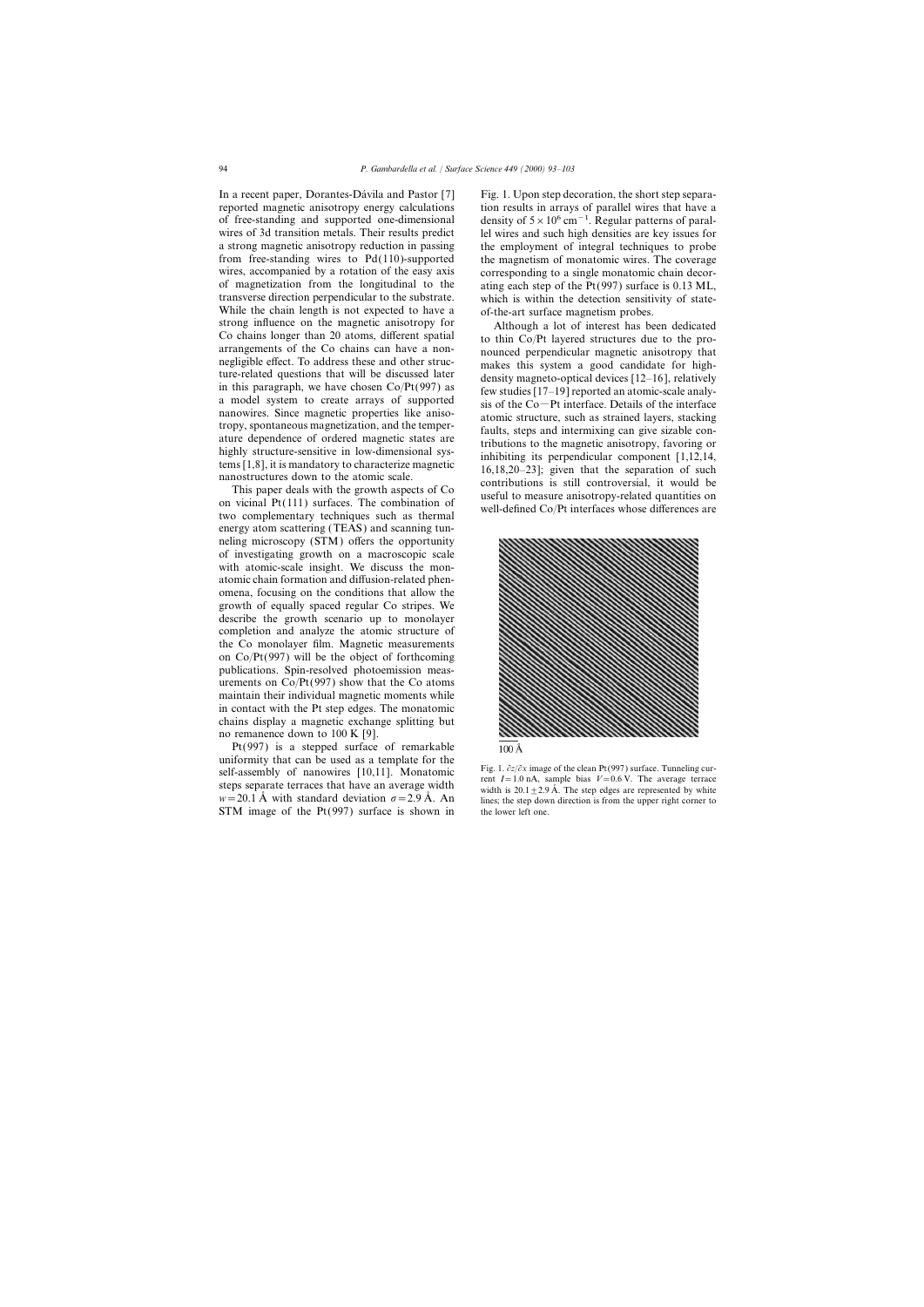In a recent paper, Dorantes-Dávila and Pastor [7] reported magnetic anisotropy energy calculations of free-standing and supported one-dimensional wires of 3d transition metals. Their results predict a strong magnetic anisotropy reduction in passing from free-standing wires to Pd(110)-supported wires, accompanied by a rotation of the easy axis of magnetization from the longitudinal to the transverse direction perpendicular to the substrate. While the chain length is not expected to have a strong influence on the magnetic anisotropy for Co chains longer than 20 atoms, different spatial arrangements of the Co chains can have a non-negligible effect. To address these and other structure-related questions that will be discussed later in this paragraph, we have chosen Co/Pt(997) as a model system to create arrays of supported nanowires. Since magnetic properties like anisotropy, spontaneous magnetization, and the temperature dependence of ordered magnetic states are highly structure-sensitive in low-dimensional systems [1,8], it is mandatory to characterize magnetic nanostructures down to the atomic scale.

This paper deals with the growth aspects of Co on vicinal Pt(111) surfaces. The combination of two complementary techniques such as thermal energy atom scattering (TEAS) and scanning tunneling microscopy (STM) offers the opportunity of investigating growth on a macroscopic scale with atomic-scale insight. We discuss the monatomic chain formation and diffusion-related phenomena, focusing on the conditions that allow the growth of equally spaced regular Co stripes. We describe the growth scenario up to monolayer completion and analyze the atomic structure of the Co monolayer film. Magnetic measurements on Co/Pt(997) will be the object of forthcoming publications. Spin-resolved photoemission measurements on Co/Pt(997) show that the Co atoms maintain their individual magnetic moments while in contact with the Pt step edges. The monatomic chains display a magnetic exchange splitting but no remanence down to 100 K [9].

Pt(997) is a stepped surface of remarkable uniformity that can be used as a template for the self-assembly of nanowires [10,11]. Monatomic steps separate terraces that have an average width $w = 20.1$ Å with standard deviation $\sigma = 2.9$ Å. An STM image of the Pt(997) surface is shown in Fig. 1. Upon step decoration, the short step separation results in arrays of parallel wires that have a density of $5 \times 10^6$ cm$^{-1}$. Regular patterns of parallel wires and such high densities are key issues for the employment of integral techniques to probe the magnetism of monatomic wires. The coverage corresponding to a single monatomic chain decorating each step of the Pt(997) surface is 0.13 ML, which is within the detection sensitivity of state-of-the-art surface magnetism probes.

Although a lot of interest has been dedicated to thin Co/Pt layered structures due to the pronounced perpendicular magnetic anisotropy that makes this system a good candidate for high-density magneto-optical devices [12–16], relatively few studies [17–19] reported an atomic-scale analysis of the Co—Pt interface. Details of the interface atomic structure, such as strained layers, stacking faults, steps and intermixing can give sizable contributions to the magnetic anisotropy, favoring or inhibiting its perpendicular component [1,12,14, 16,18,20–23]; given that the separation of such contributions is still controversial, it would be useful to measure anisotropy-related quantities on well-defined Co/Pt interfaces whose differences are

100 Å

Fig. 1. $\partial z / \partial x$ image of the clean Pt(997) surface. Tunneling current $I = 1.0$ nA, sample bias $V = 0.6$ V. The average terrace width is $20.1 \pm 2.9$ Å. The step edges are represented by white lines; the step down direction is from the upper right corner to the lower left one.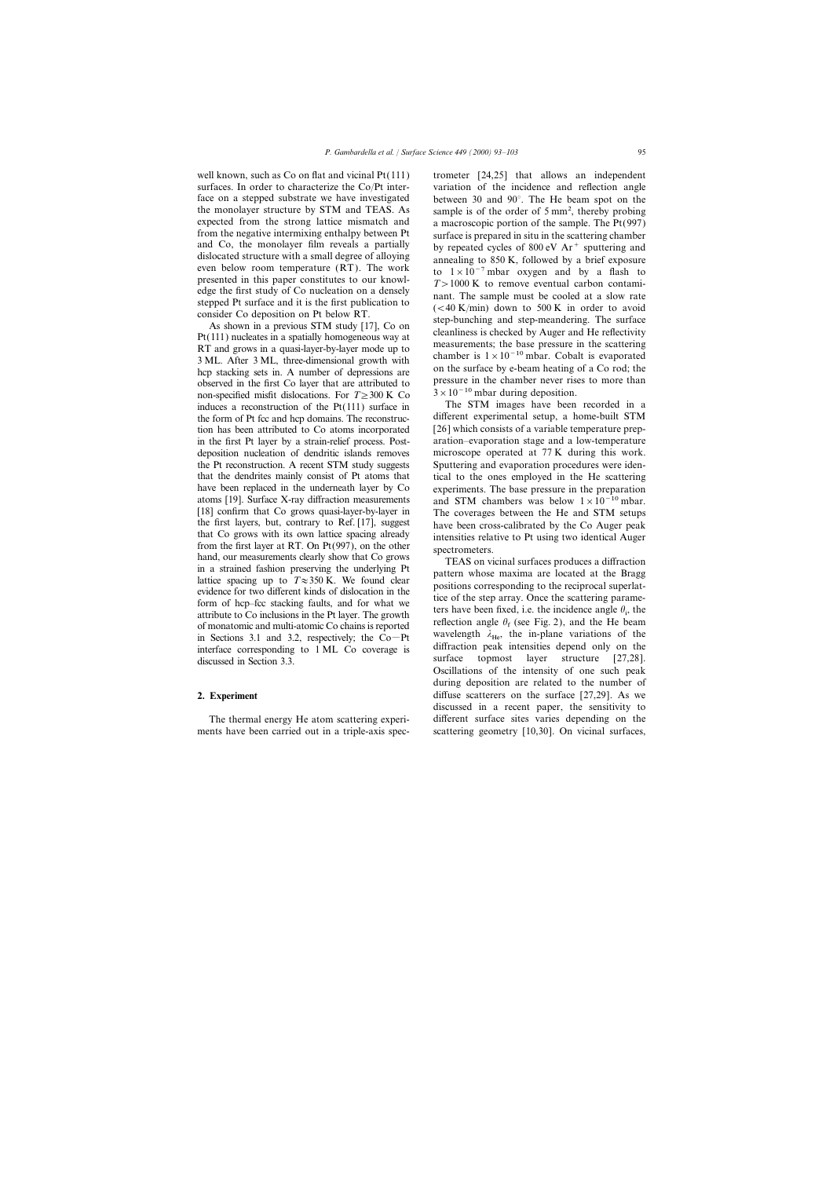well known, such as Co on flat and vicinal Pt(111) surfaces. In order to characterize the Co/Pt interface on a stepped substrate we have investigated the monolayer structure by STM and TEAS. As expected from the strong lattice mismatch and from the negative intermixing enthalpy between Pt and Co, the monolayer film reveals a partially dislocated structure with a small degree of alloying even below room temperature (RT). The work presented in this paper constitutes to our knowledge the first study of Co nucleation on a densely stepped Pt surface and it is the first publication to consider Co deposition on Pt below RT.

As shown in a previous STM study [17], Co on Pt(111) nucleates in a spatially homogeneous way at RT and grows in a quasi-layer-by-layer mode up to 3 ML. After 3 ML, three-dimensional growth with hcp stacking sets in. A number of depressions are observed in the first Co layer that are attributed to non-specified misfit dislocations. For $T \geq 300$ K Co induces a reconstruction of the Pt(111) surface in the form of Pt fcc and hcp domains. The reconstruction has been attributed to Co atoms incorporated in the first Pt layer by a strain-relief process. Post-deposition nucleation of dendritic islands removes the Pt reconstruction. A recent STM study suggests that the dendrites mainly consist of Pt atoms that have been replaced in the underneath layer by Co atoms [19]. Surface X-ray diffraction measurements [18] confirm that Co grows quasi-layer-by-layer in the first layers, but, contrary to Ref. [17], suggest that Co grows with its own lattice spacing already from the first layer at RT. On Pt(997), on the other hand, our measurements clearly show that Co grows in a strained fashion preserving the underlying Pt lattice spacing up to $T \approx 350$ K. We found clear evidence for two different kinds of dislocation in the form of hcp–fcc stacking faults, and for what we attribute to Co inclusions in the Pt layer. The growth of monatomic and multi-atomic Co chains is reported in Sections 3.1 and 3.2, respectively; the Co–Pt interface corresponding to 1 ML Co coverage is discussed in Section 3.3.

## 2. Experiment

The thermal energy He atom scattering experiments have been carried out in a triple-axis spectrometer [24,25] that allows an independent variation of the incidence and reflection angle between 30 and 90°. The He beam spot on the sample is of the order of 5 mm$^2$, thereby probing a macroscopic portion of the sample. The Pt(997) surface is prepared in situ in the scattering chamber by repeated cycles of 800 eV $Ar^+$ sputtering and annealing to 850 K, followed by a brief exposure to $1 \times 10^{-7}$ mbar oxygen and by a flash to $T > 1000$ K to remove eventual carbon contaminant. The sample must be cooled at a slow rate (<40 K/min) down to 500 K in order to avoid step-bunching and step-meandering. The surface cleanliness is checked by Auger and He reflectivity measurements; the base pressure in the scattering chamber is $1 \times 10^{-10}$ mbar. Cobalt is evaporated on the surface by e-beam heating of a Co rod; the pressure in the chamber never rises to more than $3 \times 10^{-10}$ mbar during deposition.

The STM images have been recorded in a different experimental setup, a home-built STM [26] which consists of a variable temperature preparation–evaporation stage and a low-temperature microscope operated at 77 K during this work. Sputtering and evaporation procedures were identical to the ones employed in the He scattering experiments. The base pressure in the preparation and STM chambers was below $1 \times 10^{-10}$ mbar. The coverages between the He and STM setups have been cross-calibrated by the Co Auger peak intensities relative to Pt using two identical Auger spectrometers.

TEAS on vicinal surfaces produces a diffraction pattern whose maxima are located at the Bragg positions corresponding to the reciprocal superlattice of the step array. Once the scattering parameters have been fixed, i.e. the incidence angle $\theta_i$, the reflection angle $\theta_f$ (see Fig. 2), and the He beam wavelength $\lambda_{He}$, the in-plane variations of the diffraction peak intensities depend only on the surface topmost layer structure [27,28]. Oscillations of the intensity of one such peak during deposition are related to the number of diffuse scatterers on the surface [27,29]. As we discussed in a recent paper, the sensitivity to different surface sites varies depending on the scattering geometry [10,30]. On vicinal surfaces,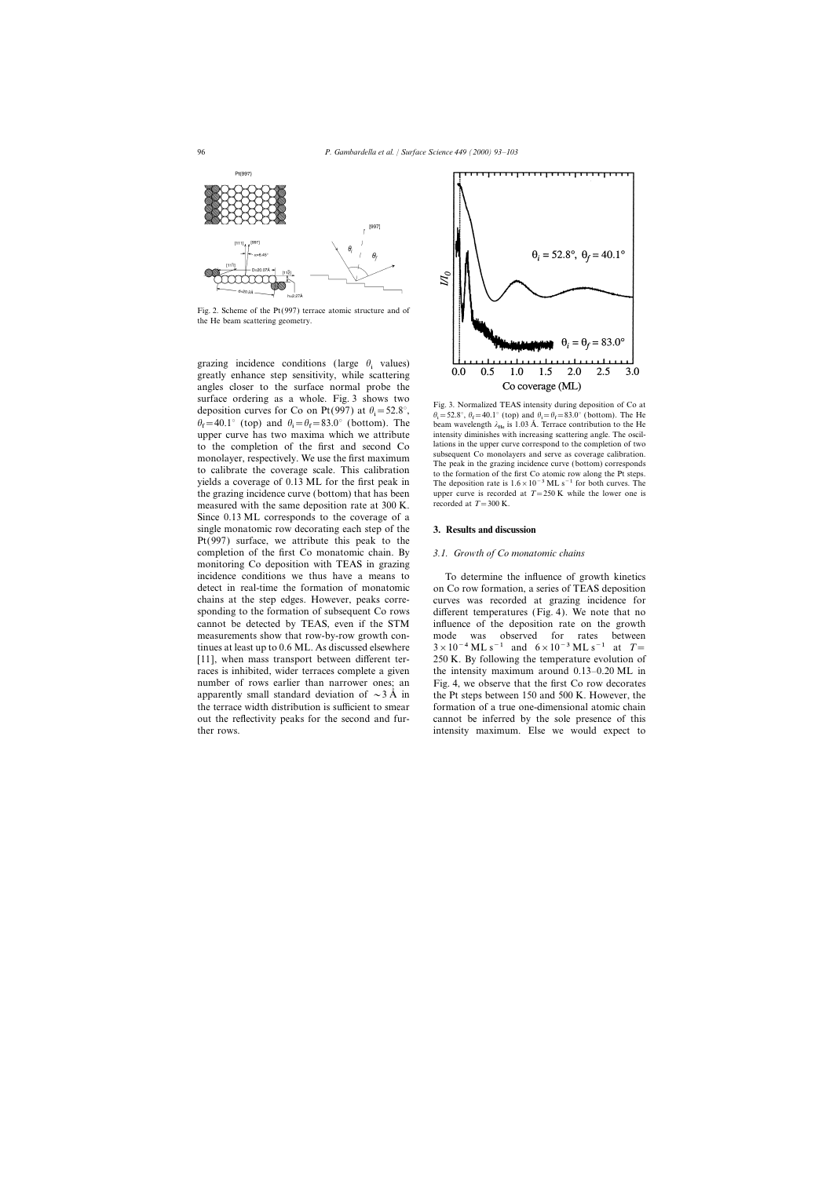Fig. 2. Scheme of the Pt(997) terrace atomic structure and of the He beam scattering geometry.

grazing incidence conditions (large $\theta_i$ values) greatly enhance step sensitivity, while scattering angles closer to the surface normal probe the surface ordering as a whole. Fig. 3 shows two deposition curves for Co on Pt(997) at $\theta_i = 52.8°$, $\theta_f = 40.1°$ (top) and $\theta_i = \theta_f = 83.0°$ (bottom). The upper curve has two maxima which we attribute to the completion of the first and second Co monolayer, respectively. We use the first maximum to calibrate the coverage scale. This calibration yields a coverage of 0.13 ML for the first peak in the grazing incidence curve (bottom) that has been measured with the same deposition rate at 300 K. Since 0.13 ML corresponds to the coverage of a single monatomic row decorating each step of the Pt(997) surface, we attribute this peak to the completion of the first Co monatomic chain. By monitoring Co deposition with TEAS in grazing incidence conditions we thus have a means to detect in real-time the formation of monatomic chains at the step edges. However, peaks corresponding to the formation of subsequent Co rows cannot be detected by TEAS, even if the STM measurements show that row-by-row growth continues at least up to 0.6 ML. As discussed elsewhere [11], when mass transport between different terraces is inhibited, wider terraces complete a given number of rows earlier than narrower ones; an apparently small standard deviation of $\sim 3$ Å in the terrace width distribution is sufficient to smear out the reflectivity peaks for the second and further rows.

Fig. 3. Normalized TEAS intensity during deposition of Co at $\theta_i = 52.8°$, $\theta_f = 40.1°$ (top) and $\theta_i = \theta_f = 83.0°$ (bottom). The He beam wavelength $\lambda_{He}$ is 1.03 Å. Terrace contribution to the He intensity diminishes with increasing scattering angle. The oscillations in the upper curve correspond to the completion of two subsequent Co monolayers and serve as coverage calibration. The peak in the grazing incidence curve (bottom) corresponds to the formation of the first Co atomic row along the Pt steps. The deposition rate is $1.6 \times 10^{-3}$ ML s$^{-1}$ for both curves. The upper curve is recorded at $T = 250$ K while the lower one is recorded at $T = 300$ K.

## 3. Results and discussion

### 3.1. Growth of Co monatomic chains

To determine the influence of growth kinetics on Co row formation, a series of TEAS deposition curves was recorded at grazing incidence for different temperatures (Fig. 4). We note that no influence of the deposition rate on the growth mode was observed for rates between $3 \times 10^{-4}$ ML s$^{-1}$ and $6 \times 10^{-3}$ ML s$^{-1}$ at $T = 250$ K. By following the temperature evolution of the intensity maximum around 0.13–0.20 ML in Fig. 4, we observe that the first Co row decorates the Pt steps between 150 and 500 K. However, the formation of a true one-dimensional atomic chain cannot be inferred by the sole presence of this intensity maximum. Else we would expect to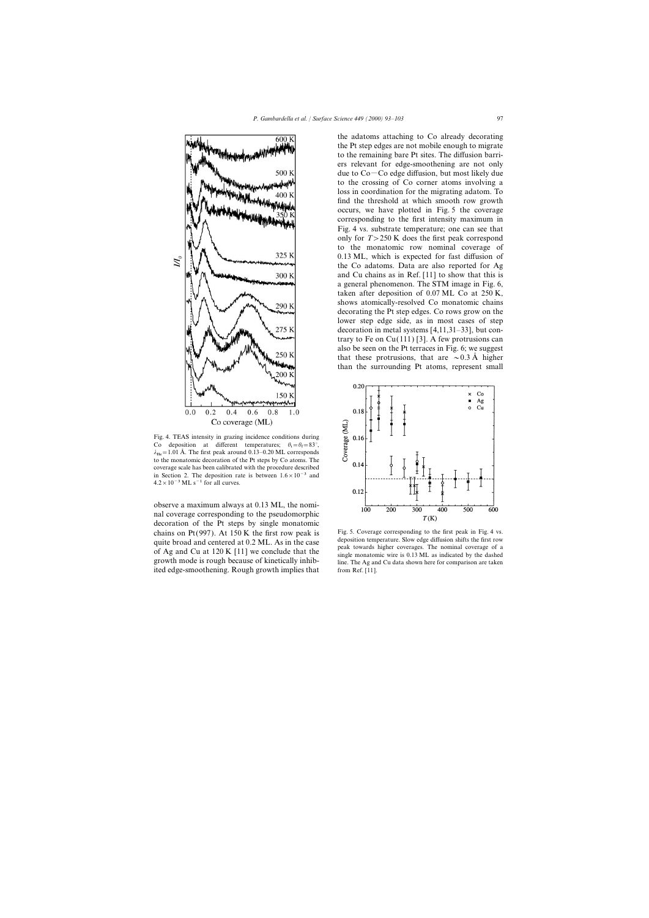Fig. 4. TEAS intensity in grazing incidence conditions during Co deposition at different temperatures; $\theta_i = \theta_f = 83°$, $\lambda_{He} = 1.01$ Å. The first peak around 0.13–0.20 ML corresponds to the monatomic decoration of the Pt steps by Co atoms. The coverage scale has been calibrated with the procedure described in Section 2. The deposition rate is between $1.6 \times 10^{-3}$ and $4.2 \times 10^{-3}$ ML s$^{-1}$ for all curves.

observe a maximum always at 0.13 ML, the nominal coverage corresponding to the pseudomorphic decoration of the Pt steps by single monatomic chains on Pt(997). At 150 K the first row peak is quite broad and centered at 0.2 ML. As in the case of Ag and Cu at 120 K [11] we conclude that the growth mode is rough because of kinetically inhibited edge-smoothening. Rough growth implies that the adatoms attaching to Co already decorating the Pt step edges are not mobile enough to migrate to the remaining bare Pt sites. The diffusion barriers relevant for edge-smoothening are not only due to Co–Co edge diffusion, but most likely due to the crossing of Co corner atoms involving a loss in coordination for the migrating adatom. To find the threshold at which smooth row growth occurs, we have plotted in Fig. 5 the coverage corresponding to the first intensity maximum in Fig. 4 vs. substrate temperature; one can see that only for $T > 250$ K does the first peak correspond to the monatomic row nominal coverage of 0.13 ML, which is expected for fast diffusion of the Co adatoms. Data are also reported for Ag and Cu chains as in Ref. [11] to show that this is a general phenomenon. The STM image in Fig. 6, taken after deposition of 0.07 ML Co at 250 K, shows atomically-resolved Co monatomic chains decorating the Pt step edges. Co rows grow on the lower step edge side, as in most cases of step decoration in metal systems [4,11,31–33], but contrary to Fe on Cu(111) [3]. A few protrusions can also be seen on the Pt terraces in Fig. 6; we suggest that these protrusions, that are ~0.3 Å higher than the surrounding Pt atoms, represent small

Fig. 5. Coverage corresponding to the first peak in Fig. 4 vs. deposition temperature. Slow edge diffusion shifts the first row peak towards higher coverages. The nominal coverage of a single monatomic wire is 0.13 ML as indicated by the dashed line. The Ag and Cu data shown here for comparison are taken from Ref. [11].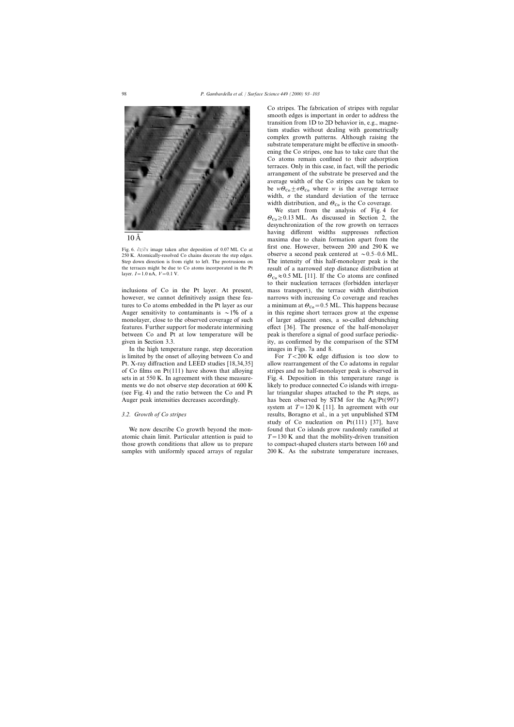10 Å

Fig. 6. $\partial z/\partial x$ image taken after deposition of 0.07 ML Co at 250 K. Atomically-resolved Co chains decorate the step edges. Step down direction is from right to left. The protrusions on the terraces might be due to Co atoms incorporated in the Pt layer. $I=1.0$ nA, $V=0.1$ V.

inclusions of Co in the Pt layer. At present, however, we cannot definitively assign these features to Co atoms embedded in the Pt layer as our Auger sensitivity to contaminants is $\sim$1% of a monolayer, close to the observed coverage of such features. Further support for moderate intermixing between Co and Pt at low temperature will be given in Section 3.3.

In the high temperature range, step decoration is limited by the onset of alloying between Co and Pt. X-ray diffraction and LEED studies [18,34,35] of Co films on Pt(111) have shown that alloying sets in at 550 K. In agreement with these measurements we do not observe step decoration at 600 K (see Fig. 4) and the ratio between the Co and Pt Auger peak intensities decreases accordingly.

### 3.2. Growth of Co stripes

We now describe Co growth beyond the monatomic chain limit. Particular attention is paid to those growth conditions that allow us to prepare samples with uniformly spaced arrays of regular Co stripes. The fabrication of stripes with regular smooth edges is important in order to address the transition from 1D to 2D behavior in, e.g., magnetism studies without dealing with geometrically complex growth patterns. Although raising the substrate temperature might be effective in smoothening the Co stripes, one has to take care that the Co atoms remain confined to their adsorption terraces. Only in this case, in fact, will the periodic arrangement of the substrate be preserved and the average width of the Co stripes can be taken to be $w\Theta_{Co} \pm \sigma\Theta_{Co}$ where $w$ is the average terrace width, $\sigma$ the standard deviation of the terrace width distribution, and $\Theta_{Co}$ is the Co coverage.

We start from the analysis of Fig. 4 for $\Theta_{Co} \geq 0.13$ ML. As discussed in Section 2, the desynchronization of the row growth on terraces having different widths suppresses reflection maxima due to chain formation apart from the first one. However, between 200 and 290 K we observe a second peak centered at $\sim$0.5–0.6 ML. The intensity of this half-monolayer peak is the result of a narrowed step distance distribution at $\Theta_{Co} \approx 0.5$ ML [11]. If the Co atoms are confined to their nucleation terraces (forbidden interlayer mass transport), the terrace width distribution narrows with increasing Co coverage and reaches a minimum at $\Theta_{Co} = 0.5$ ML. This happens because in this regime short terraces grow at the expense of larger adjacent ones, a so-called debunching effect [36]. The presence of the half-monolayer peak is therefore a signal of good surface periodicity, as confirmed by the comparison of the STM images in Figs. 7a and 8.

For $T < 200$ K edge diffusion is too slow to allow rearrangement of the Co adatoms in regular stripes and no half-monolayer peak is observed in Fig. 4. Deposition in this temperature range is likely to produce connected Co islands with irregular triangular shapes attached to the Pt steps, as has been observed by STM for the Ag/Pt(997) system at $T=120$ K [11]. In agreement with our results, Boragno et al., in a yet unpublished STM study of Co nucleation on Pt(111) [37], have found that Co islands grow randomly ramified at $T=130$ K and that the mobility-driven transition to compact-shaped clusters starts between 160 and 200 K. As the substrate temperature increases,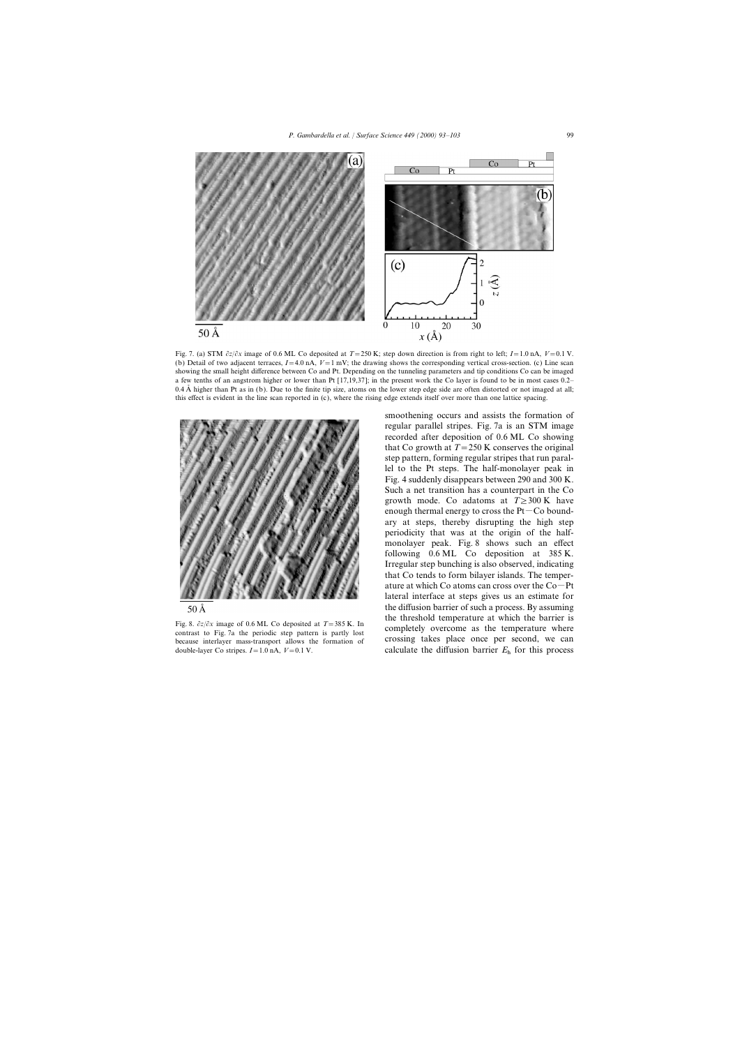Fig. 7. (a) STM $\partial z/\partial x$ image of 0.6 ML Co deposited at $T=250$ K; step down direction is from right to left; $I=1.0$ nA, $V=0.1$ V. (b) Detail of two adjacent terraces, $I=4.0$ nA, $V=1$ mV; the drawing shows the corresponding vertical cross-section. (c) Line scan showing the small height difference between Co and Pt. Depending on the tunneling parameters and tip conditions Co can be imaged a few tenths of an angstrom higher or lower than Pt [17,19,37]; in the present work the Co layer is found to be in most cases 0.2–0.4 Å higher than Pt as in (b). Due to the finite tip size, atoms on the lower step edge side are often distorted or not imaged at all; this effect is evident in the line scan reported in (c), where the rising edge extends itself over more than one lattice spacing.

Fig. 8. $\partial z/\partial x$ image of 0.6 ML Co deposited at $T=385$ K. In contrast to Fig. 7a the periodic step pattern is partly lost because interlayer mass-transport allows the formation of double-layer Co stripes. $I=1.0$ nA, $V=0.1$ V.

smoothening occurs and assists the formation of regular parallel stripes. Fig. 7a is an STM image recorded after deposition of 0.6 ML Co showing that Co growth at $T=250$ K conserves the original step pattern, forming regular stripes that run parallel to the Pt steps. The half-monolayer peak in Fig. 4 suddenly disappears between 290 and 300 K. Such a net transition has a counterpart in the Co growth mode. Co adatoms at $T \gtrsim 300$ K have enough thermal energy to cross the Pt–Co boundary at steps, thereby disrupting the high step periodicity that was at the origin of the half-monolayer peak. Fig. 8 shows such an effect following 0.6 ML Co deposition at 385 K. Irregular step bunching is also observed, indicating that Co tends to form bilayer islands. The temperature at which Co atoms can cross over the Co–Pt lateral interface at steps gives us an estimate for the diffusion barrier of such a process. By assuming the threshold temperature at which the barrier is completely overcome as the temperature where crossing takes place once per second, we can calculate the diffusion barrier $E_h$ for this process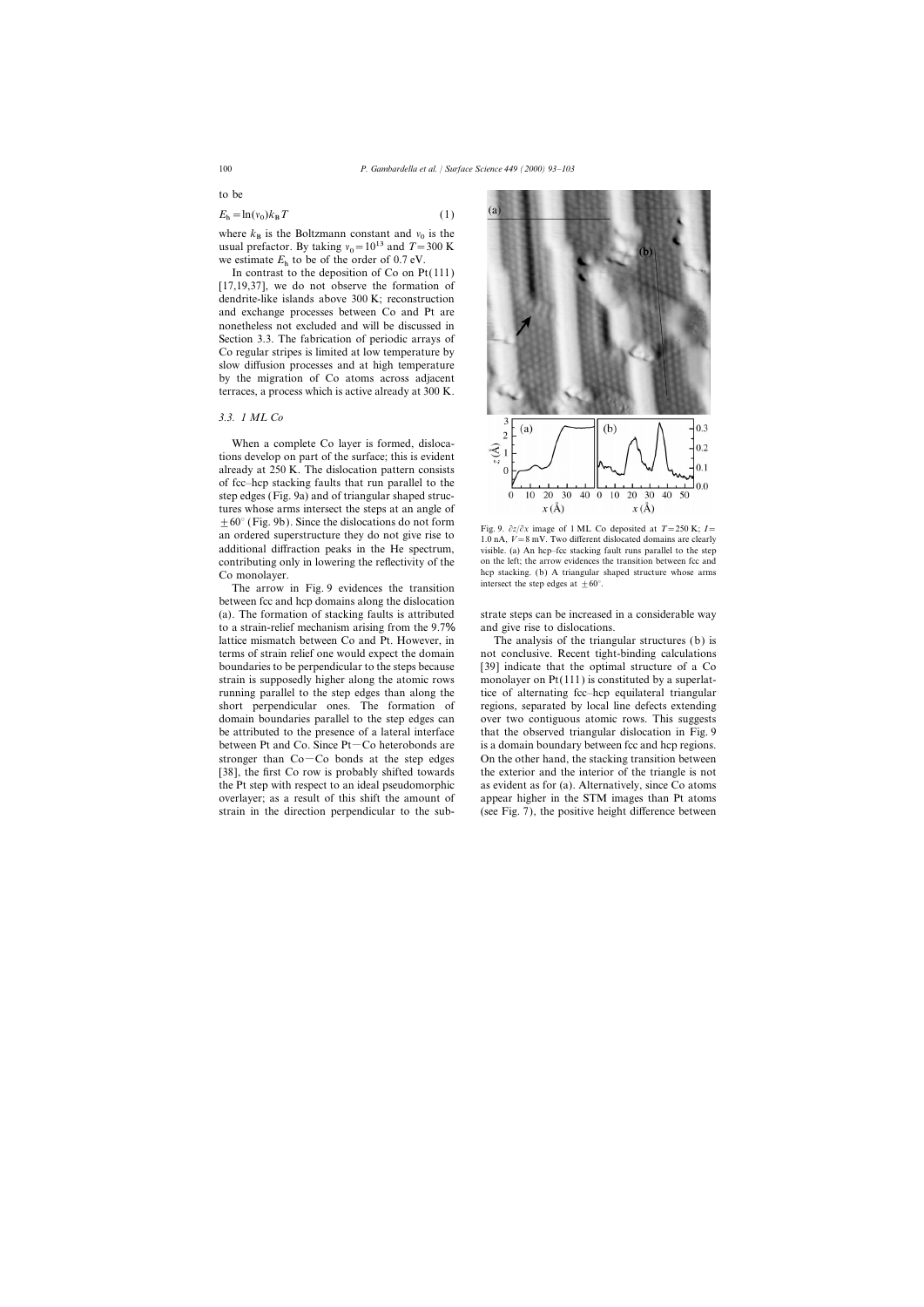to be

$$E_h = \ln(\nu_0) k_B T \tag{1}$$

where $k_B$ is the Boltzmann constant and $\nu_0$ is the usual prefactor. By taking $\nu_0 = 10^{13}$ and $T = 300$ K we estimate $E_h$ to be of the order of 0.7 eV.

In contrast to the deposition of Co on Pt(111) [17,19,37], we do not observe the formation of dendrite-like islands above 300 K; reconstruction and exchange processes between Co and Pt are nonetheless not excluded and will be discussed in Section 3.3. The fabrication of periodic arrays of Co regular stripes is limited at low temperature by slow diffusion processes and at high temperature by the migration of Co atoms across adjacent terraces, a process which is active already at 300 K.

### 3.3. 1 ML Co

When a complete Co layer is formed, dislocations develop on part of the surface; this is evident already at 250 K. The dislocation pattern consists of fcc–hcp stacking faults that run parallel to the step edges (Fig. 9a) and of triangular shaped structures whose arms intersect the steps at an angle of $\pm 60°$ (Fig. 9b). Since the dislocations do not form an ordered superstructure they do not give rise to additional diffraction peaks in the He spectrum, contributing only in lowering the reflectivity of the Co monolayer.

Fig. 9. $\partial z/\partial x$ image of 1 ML Co deposited at $T = 250$ K; $I = 1.0$ nA, $V = 8$ mV. Two different dislocated domains are clearly visible. (a) An hcp–fcc stacking fault runs parallel to the step on the left; the arrow evidences the transition between fcc and hcp stacking. (b) A triangular shaped structure whose arms intersect the step edges at $\pm 60°$.

The arrow in Fig. 9 evidences the transition between fcc and hcp domains along the dislocation (a). The formation of stacking faults is attributed to a strain-relief mechanism arising from the 9.7% lattice mismatch between Co and Pt. However, in terms of strain relief one would expect the domain boundaries to be perpendicular to the steps because strain is supposedly higher along the atomic rows running parallel to the step edges than along the short perpendicular ones. The formation of domain boundaries parallel to the step edges can be attributed to the presence of a lateral interface between Pt and Co. Since Pt–Co heterobonds are stronger than Co–Co bonds at the step edges [38], the first Co row is probably shifted towards the Pt step with respect to an ideal pseudomorphic overlayer; as a result of this shift the amount of strain in the direction perpendicular to the substrate steps can be increased in a considerable way and give rise to dislocations.

The analysis of the triangular structures (b) is not conclusive. Recent tight-binding calculations [39] indicate that the optimal structure of a Co monolayer on Pt(111) is constituted by a superlattice of alternating fcc–hcp equilateral triangular regions, separated by local line defects extending over two contiguous atomic rows. This suggests that the observed triangular dislocation in Fig. 9 is a domain boundary between fcc and hcp regions. On the other hand, the stacking transition between the exterior and the interior of the triangle is not as evident as for (a). Alternatively, since Co atoms appear higher in the STM images than Pt atoms (see Fig. 7), the positive height difference between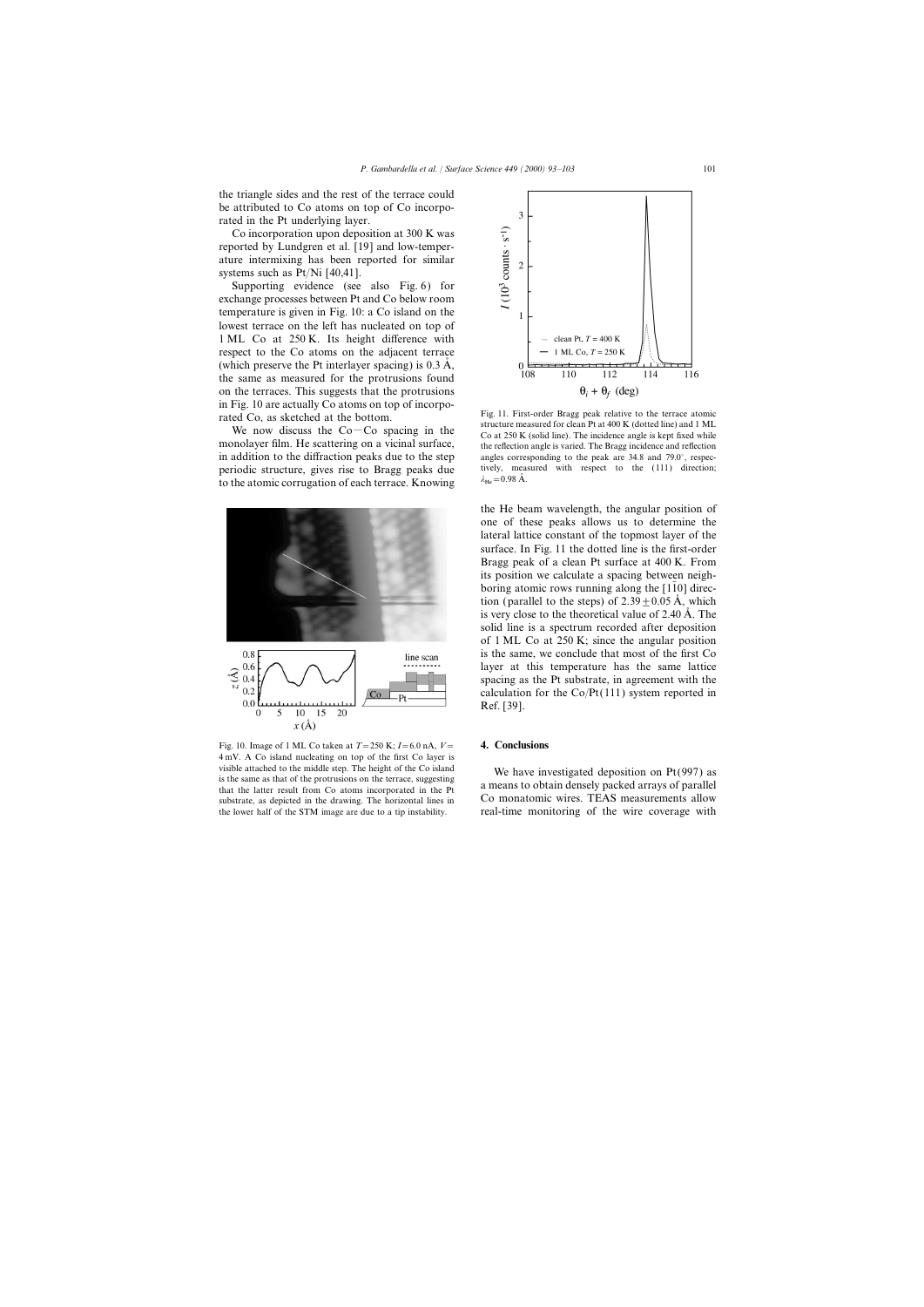the triangle sides and the rest of the terrace could be attributed to Co atoms on top of Co incorporated in the Pt underlying layer.

Co incorporation upon deposition at 300 K was reported by Lundgren et al. [19] and low-temperature intermixing has been reported for similar systems such as Pt/Ni [40,41].

Supporting evidence (see also Fig. 6) for exchange processes between Pt and Co below room temperature is given in Fig. 10: a Co island on the lowest terrace on the left has nucleated on top of 1 ML Co at 250 K. Its height difference with respect to the Co atoms on the adjacent terrace (which preserve the Pt interlayer spacing) is 0.3 Å, the same as measured for the protrusions found on the terraces. This suggests that the protrusions in Fig. 10 are actually Co atoms on top of incorporated Co, as sketched at the bottom.

We now discuss the Co—Co spacing in the monolayer film. He scattering on a vicinal surface, in addition to the diffraction peaks due to the step periodic structure, gives rise to Bragg peaks due to the atomic corrugation of each terrace. Knowing the He beam wavelength, the angular position of one of these peaks allows us to determine the lateral lattice constant of the topmost layer of the surface. In Fig. 11 the dotted line is the first-order Bragg peak of a clean Pt surface at 400 K. From its position we calculate a spacing between neighboring atomic rows running along the [1$\bar{1}$0] direction (parallel to the steps) of $2.39 \pm 0.05$ Å, which is very close to the theoretical value of 2.40 Å. The solid line is a spectrum recorded after deposition of 1 ML Co at 250 K; since the angular position is the same, we conclude that most of the first Co layer at this temperature has the same lattice spacing as the Pt substrate, in agreement with the calculation for the Co/Pt(111) system reported in Ref. [39].

Fig. 10. Image of 1 ML Co taken at $T = 250$ K; $I = 6.0$ nA, $V = 4$ mV. A Co island nucleating on top of the first Co layer is visible attached to the middle step. The height of the Co island is the same as that of the protrusions on the terrace, suggesting that the latter result from Co atoms incorporated in the Pt substrate, as depicted in the drawing. The horizontal lines in the lower half of the STM image are due to a tip instability.

Fig. 11. First-order Bragg peak relative to the terrace atomic structure measured for clean Pt at 400 K (dotted line) and 1 ML Co at 250 K (solid line). The incidence angle is kept fixed while the reflection angle is varied. The Bragg incidence and reflection angles corresponding to the peak are 34.8 and 79.0°, respectively, measured with respect to the (111) direction; $\lambda_{He} = 0.98$ Å.

## 4. Conclusions

We have investigated deposition on Pt(997) as a means to obtain densely packed arrays of parallel Co monatomic wires. TEAS measurements allow real-time monitoring of the wire coverage with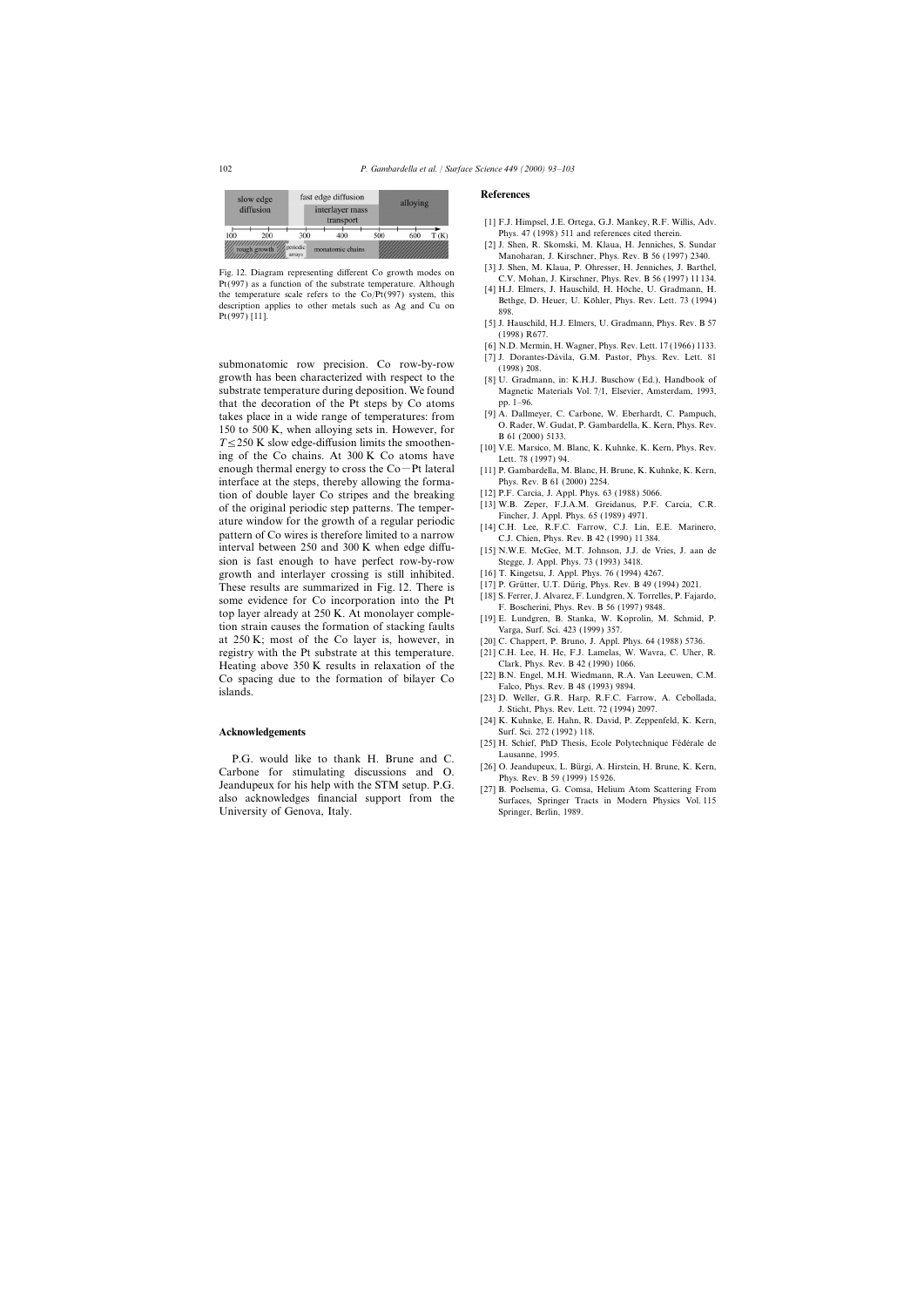| slow edge diffusion | fast edge diffusion | | alloying |
|---|---|---|---|
| | interlayer mass transport | | |
| 100 200 | 300 | 400 500 | 600 T (K) |
| rough growth | periodic arrays | monatomic chains | |

Fig. 12. Diagram representing different Co growth modes on Pt(997) as a function of the substrate temperature. Although the temperature scale refers to the Co/Pt(997) system, this description applies to other metals such as Ag and Cu on Pt(997) [11].

submonatomic row precision. Co row-by-row growth has been characterized with respect to the substrate temperature during deposition. We found that the decoration of the Pt steps by Co atoms takes place in a wide range of temperatures: from 150 to 500 K, when alloying sets in. However, for $T \leq 250$ K slow edge-diffusion limits the smoothening of the Co chains. At 300 K Co atoms have enough thermal energy to cross the Co–Pt lateral interface at the steps, thereby allowing the formation of double layer Co stripes and the breaking of the original periodic step patterns. The temperature window for the growth of a regular periodic pattern of Co wires is therefore limited to a narrow interval between 250 and 300 K when edge diffusion is fast enough to have perfect row-by-row growth and interlayer crossing is still inhibited. These results are summarized in Fig. 12. There is some evidence for Co incorporation into the Pt top layer already at 250 K. At monolayer completion strain causes the formation of stacking faults at 250 K; most of the Co layer is, however, in registry with the Pt substrate at this temperature. Heating above 350 K results in relaxation of the Co spacing due to the formation of bilayer Co islands.

## Acknowledgements

P.G. would like to thank H. Brune and C. Carbone for stimulating discussions and O. Jeandupeux for his help with the STM setup. P.G. also acknowledges financial support from the University of Genova, Italy.

## References

[1] F.J. Himpsel, J.E. Ortega, G.J. Mankey, R.F. Willis, Adv. Phys. 47 (1998) 511 and references cited therein.

[2] J. Shen, R. Skomski, M. Klaua, H. Jenniches, S. Sundar Manoharan, J. Kirschner, Phys. Rev. B 56 (1997) 2340.

[3] J. Shen, M. Klaua, P. Ohresser, H. Jenniches, J. Barthel, C.V. Mohan, J. Kirschner, Phys. Rev. B 56 (1997) 11 134.

[4] H.J. Elmers, J. Hauschild, H. Höche, U. Gradmann, H. Bethge, D. Heuer, U. Köhler, Phys. Rev. Lett. 73 (1994) 898.

[5] J. Hauschild, H.J. Elmers, U. Gradmann, Phys. Rev. B 57 (1998) R677.

[6] N.D. Mermin, H. Wagner, Phys. Rev. Lett. 17 (1966) 1133.

[7] J. Dorantes-Dávila, G.M. Pastor, Phys. Rev. Lett. 81 (1998) 208.

[8] U. Gradmann, in: K.H.J. Buschow (Ed.), Handbook of Magnetic Materials Vol. 7/1, Elsevier, Amsterdam, 1993, pp. 1–96.

[9] A. Dallmeyer, C. Carbone, W. Eberhardt, C. Pampuch, O. Rader, W. Gudat, P. Gambardella, K. Kern, Phys. Rev. B 61 (2000) 5133.

[10] V.E. Marsico, M. Blanc, K. Kuhnke, K. Kern, Phys. Rev. Lett. 78 (1997) 94.

[11] P. Gambardella, M. Blanc, H. Brune, K. Kuhnke, K. Kern, Phys. Rev. B 61 (2000) 2254.

[12] P.F. Carcia, J. Appl. Phys. 63 (1988) 5066.

[13] W.B. Zeper, F.J.A.M. Greidanus, P.F. Carcia, C.R. Fincher, J. Appl. Phys. 65 (1989) 4971.

[14] C.H. Lee, R.F.C. Farrow, C.J. Lin, E.E. Marinero, C.J. Chien, Phys. Rev. B 42 (1990) 11 384.

[15] N.W.E. McGee, M.T. Johnson, J.J. de Vries, J. aan de Stegge, J. Appl. Phys. 73 (1993) 3418.

[16] T. Kingetsu, J. Appl. Phys. 76 (1994) 4267.

[17] P. Grütter, U.T. Dürig, Phys. Rev. B 49 (1994) 2021.

[18] S. Ferrer, J. Alvarez, F. Lundgren, X. Torrelles, P. Fajardo, F. Boscherini, Phys. Rev. B 56 (1997) 9848.

[19] E. Lundgren, B. Stanka, W. Koprolin, M. Schmid, P. Varga, Surf. Sci. 423 (1999) 357.

[20] C. Chappert, P. Bruno, J. Appl. Phys. 64 (1988) 5736.

[21] C.H. Lee, H. He, F.J. Lamelas, W. Wavra, C. Uher, R. Clark, Phys. Rev. B 42 (1990) 1066.

[22] B.N. Engel, M.H. Wiedmann, R.A. Van Leeuwen, C.M. Falco, Phys. Rev. B 48 (1993) 9894.

[23] D. Weller, G.R. Harp, R.F.C. Farrow, A. Cebollada, J. Sticht, Phys. Rev. Lett. 72 (1994) 2097.

[24] K. Kuhnke, E. Hahn, R. David, P. Zeppenfeld, K. Kern, Surf. Sci. 272 (1992) 118.

[25] H. Schief, PhD Thesis, Ecole Polytechnique Fédérale de Lausanne, 1995.

[26] O. Jeandupeux, L. Bürgi, A. Hirstein, H. Brune, K. Kern, Phys. Rev. B 59 (1999) 15 926.

[27] B. Poelsema, G. Comsa, Helium Atom Scattering From Surfaces, Springer Tracts in Modern Physics Vol. 115 Springer, Berlin, 1989.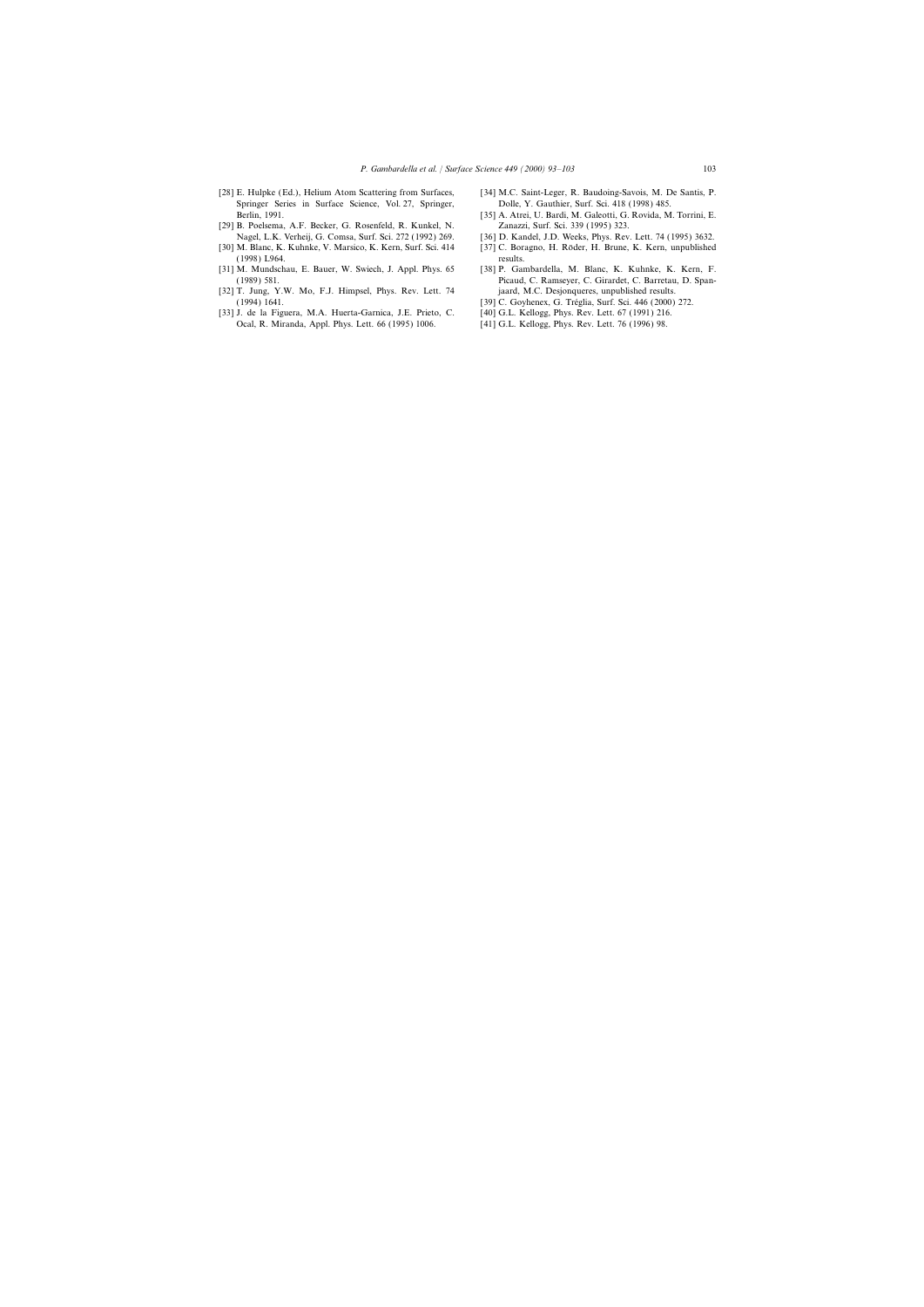[28] E. Hulpke (Ed.), Helium Atom Scattering from Surfaces, Springer Series in Surface Science, Vol. 27, Springer, Berlin, 1991.

[29] B. Poelsema, A.F. Becker, G. Rosenfeld, R. Kunkel, N. Nagel, L.K. Verheij, G. Comsa, Surf. Sci. 272 (1992) 269.

[30] M. Blanc, K. Kuhnke, V. Marsico, K. Kern, Surf. Sci. 414 (1998) L964.

[31] M. Mundschau, E. Bauer, W. Swiech, J. Appl. Phys. 65 (1989) 581.

[32] T. Jung, Y.W. Mo, F.J. Himpsel, Phys. Rev. Lett. 74 (1994) 1641.

[33] J. de la Figuera, M.A. Huerta-Garnica, J.E. Prieto, C. Ocal, R. Miranda, Appl. Phys. Lett. 66 (1995) 1006.

[34] M.C. Saint-Leger, R. Baudoing-Savois, M. De Santis, P. Dolle, Y. Gauthier, Surf. Sci. 418 (1998) 485.

[35] A. Atrei, U. Bardi, M. Galeotti, G. Rovida, M. Torrini, E. Zanazzi, Surf. Sci. 339 (1995) 323.

[36] D. Kandel, J.D. Weeks, Phys. Rev. Lett. 74 (1995) 3632.

[37] C. Boragno, H. Röder, H. Brune, K. Kern, unpublished results.

[38] P. Gambardella, M. Blanc, K. Kuhnke, K. Kern, F. Picaud, C. Ramseyer, C. Girardet, C. Barretau, D. Spanjaard, M.C. Desjonqueres, unpublished results.

[39] C. Goyhenex, G. Tréglia, Surf. Sci. 446 (2000) 272.

[40] G.L. Kellogg, Phys. Rev. Lett. 67 (1991) 216.

[41] G.L. Kellogg, Phys. Rev. Lett. 76 (1996) 98.